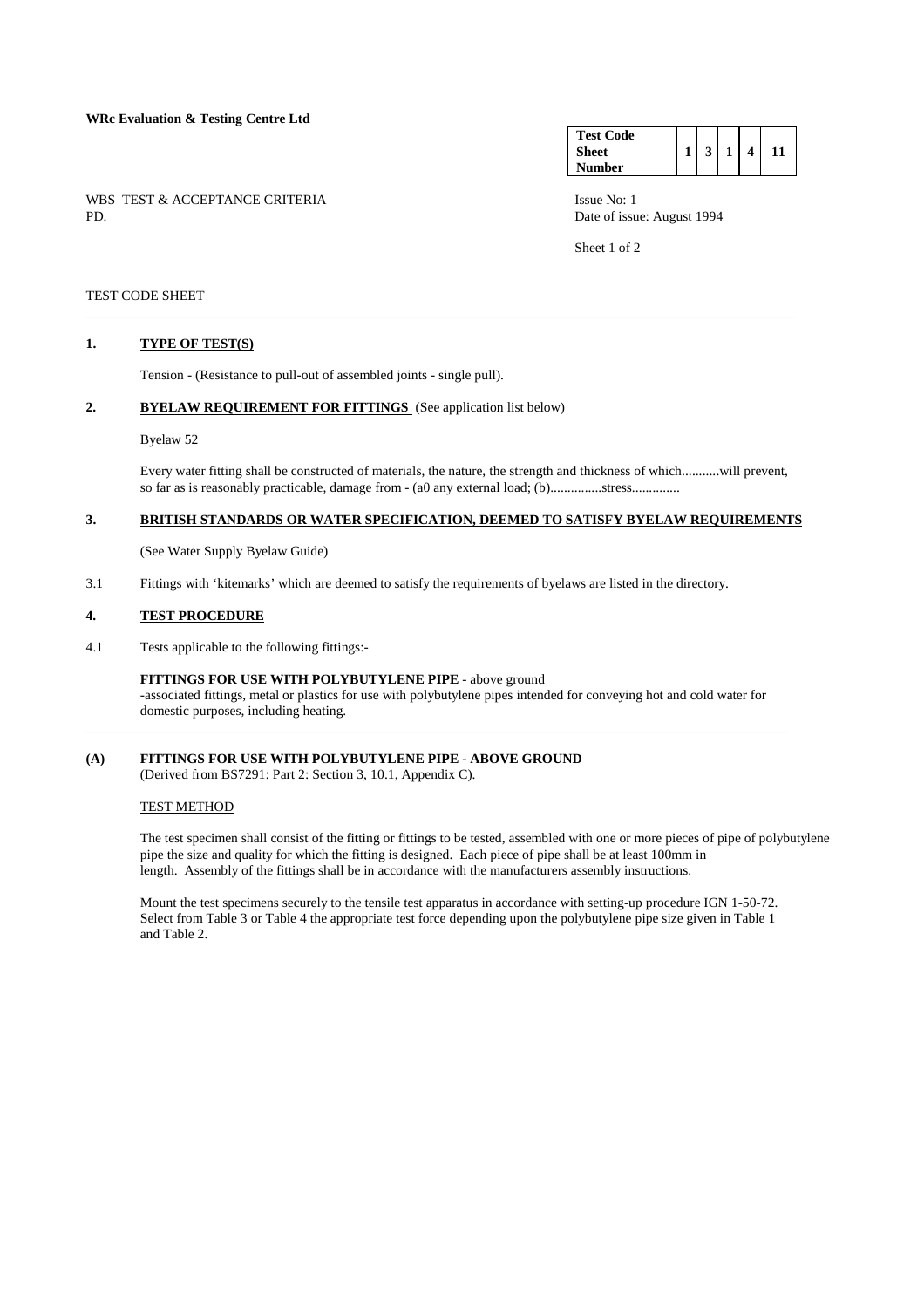**WRc Evaluation & Testing Centre Ltd**

| Test Code Sheet Number | 1 | 3 | 1 | 4 | 11 |
|---|---|---|---|---|---|

WBS TEST & ACCEPTANCE CRITERIA
PD.

Issue No: 1
Date of issue: August 1994

TEST CODE SHEET

---

## 1. TYPE OF TEST(S)

Tension - (Resistance to pull-out of assembled joints - single pull).

## 2. BYELAW REQUIREMENT FOR FITTINGS (See application list below)

Byelaw 52

Every water fitting shall be constructed of materials, the nature, the strength and thickness of which...........will prevent, so far as is reasonably practicable, damage from - (a0 any external load; (b)...............stress..............

## 3. BRITISH STANDARDS OR WATER SPECIFICATION, DEEMED TO SATISFY BYELAW REQUIREMENTS

(See Water Supply Byelaw Guide)

3.1 Fittings with 'kitemarks' which are deemed to satisfy the requirements of byelaws are listed in the directory.

## 4. TEST PROCEDURE

4.1 Tests applicable to the following fittings:-

**FITTINGS FOR USE WITH POLYBUTYLENE PIPE** - above ground
-associated fittings, metal or plastics for use with polybutylene pipes intended for conveying hot and cold water for domestic purposes, including heating.

---

## (A) FITTINGS FOR USE WITH POLYBUTYLENE PIPE - ABOVE GROUND

(Derived from BS7291: Part 2: Section 3, 10.1, Appendix C).

TEST METHOD

The test specimen shall consist of the fitting or fittings to be tested, assembled with one or more pieces of pipe of polybutylene pipe the size and quality for which the fitting is designed. Each piece of pipe shall be at least 100mm in length. Assembly of the fittings shall be in accordance with the manufacturers assembly instructions.

Mount the test specimens securely to the tensile test apparatus in accordance with setting-up procedure IGN 1-50-72. Select from Table 3 or Table 4 the appropriate test force depending upon the polybutylene pipe size given in Table 1 and Table 2.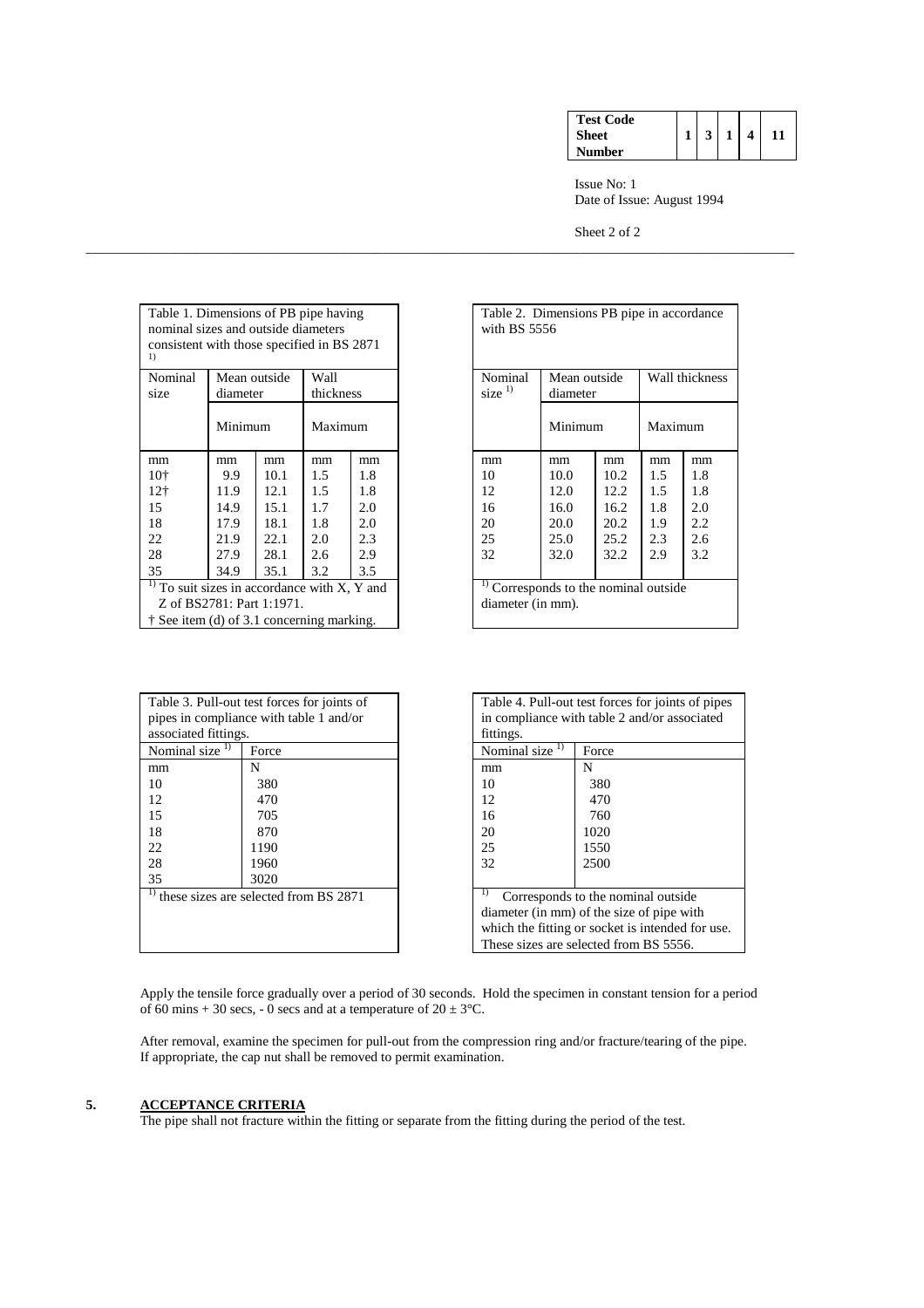| Test Code Sheet Number | 1 | 3 | 1 | 4 | 11 |
|---|---|---|---|---|---|

Issue No: 1
Date of Issue: August 1994

Table 1. Dimensions of PB pipe having nominal sizes and outside diameters consistent with those specified in BS 2871 [1)]

| Nominal size | Mean outside diameter | | Wall thickness | |
|---|---|---|---|---|
| | Minimum | | Maximum | |
| mm | mm | mm | mm | mm |
| 10† | 9.9 | 10.1 | 1.5 | 1.8 |
| 12† | 11.9 | 12.1 | 1.5 | 1.8 |
| 15 | 14.9 | 15.1 | 1.7 | 2.0 |
| 18 | 17.9 | 18.1 | 1.8 | 2.0 |
| 22 | 21.9 | 22.1 | 2.0 | 2.3 |
| 28 | 27.9 | 28.1 | 2.6 | 2.9 |
| 35 | 34.9 | 35.1 | 3.2 | 3.5 |

[1)] To suit sizes in accordance with X, Y and Z of BS2781: Part 1:1971.
† See item (d) of 3.1 concerning marking.

Table 2. Dimensions PB pipe in accordance with BS 5556

| Nominal size [1)] | Mean outside diameter | | Wall thickness | |
|---|---|---|---|---|
| | Minimum | | Maximum | |
| mm | mm | mm | mm | mm |
| 10 | 10.0 | 10.2 | 1.5 | 1.8 |
| 12 | 12.0 | 12.2 | 1.5 | 1.8 |
| 16 | 16.0 | 16.2 | 1.8 | 2.0 |
| 20 | 20.0 | 20.2 | 1.9 | 2.2 |
| 25 | 25.0 | 25.2 | 2.3 | 2.6 |
| 32 | 32.0 | 32.2 | 2.9 | 3.2 |

[1)] Corresponds to the nominal outside diameter (in mm).

Table 3. Pull-out test forces for joints of pipes in compliance with table 1 and/or associated fittings.

| Nominal size [1)] | Force |
|---|---|
| mm | N |
| 10 | 380 |
| 12 | 470 |
| 15 | 705 |
| 18 | 870 |
| 22 | 1190 |
| 28 | 1960 |
| 35 | 3020 |

[1)] these sizes are selected from BS 2871

Table 4. Pull-out test forces for joints of pipes in compliance with table 2 and/or associated fittings.

| Nominal size [1)] | Force |
|---|---|
| mm | N |
| 10 | 380 |
| 12 | 470 |
| 16 | 760 |
| 20 | 1020 |
| 25 | 1550 |
| 32 | 2500 |

[1)] Corresponds to the nominal outside diameter (in mm) of the size of pipe with which the fitting or socket is intended for use. These sizes are selected from BS 5556.

Apply the tensile force gradually over a period of 30 seconds. Hold the specimen in constant tension for a period of 60 mins + 30 secs, - 0 secs and at a temperature of $20 \pm 3$°C.

After removal, examine the specimen for pull-out from the compression ring and/or fracture/tearing of the pipe. If appropriate, the cap nut shall be removed to permit examination.

## 5. ACCEPTANCE CRITERIA

The pipe shall not fracture within the fitting or separate from the fitting during the period of the test.